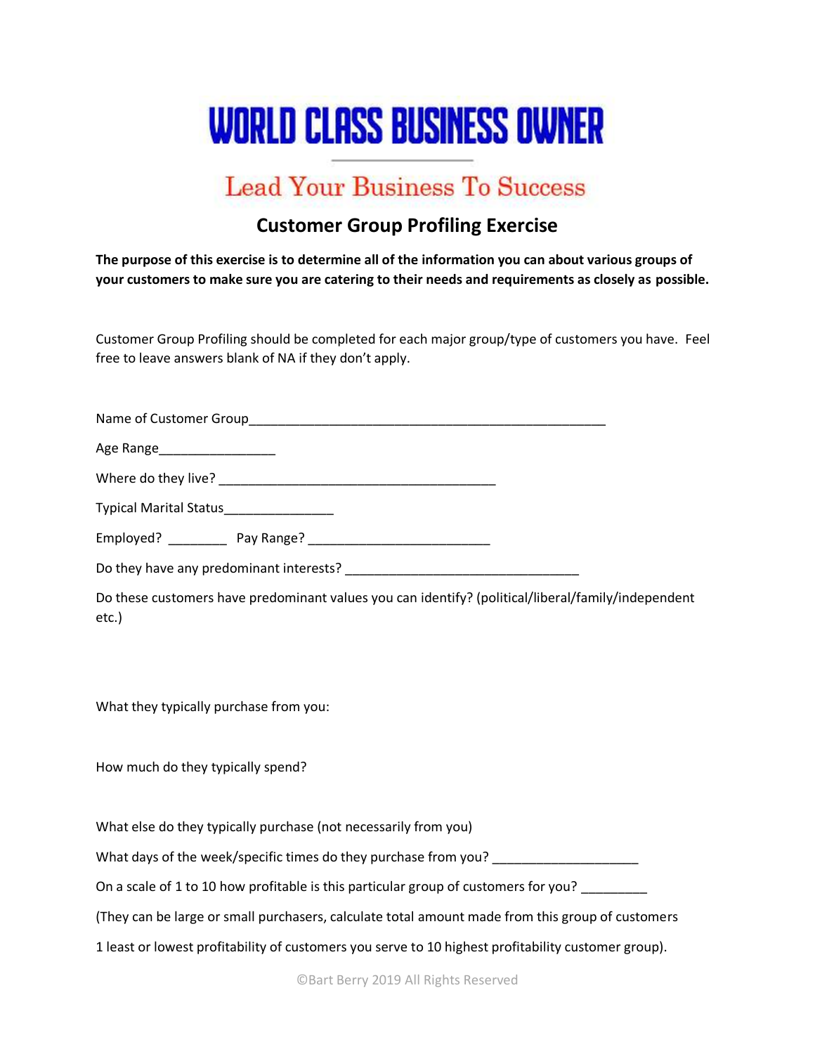# WORLD CLASS BUSINESS OWNER

## Lead Your Business To Success

### Customer Group Profiling Exercise

**The purpose of this exercise is to determine all of the information you can about various groups of your customers to make sure you are catering to their needs and requirements as closely as possible.**

Customer Group Profiling should be completed for each major group/type of customers you have. Feel free to leave answers blank of NA if they don't apply.

Name of Customer Group__________________________________________________

Age Range________________

Where do they live? _______________________________________

Typical Marital Status_______________

Employed? ________ Pay Range? _________________________

Do they have any predominant interests? ________________________________

Do these customers have predominant values you can identify? (political/liberal/family/independent etc.)

What they typically purchase from you:

How much do they typically spend?

What else do they typically purchase (not necessarily from you)

What days of the week/specific times do they purchase from you? ____________________

On a scale of 1 to 10 how profitable is this particular group of customers for you? _________

(They can be large or small purchasers, calculate total amount made from this group of customers

1 least or lowest profitability of customers you serve to 10 highest profitability customer group).

©Bart Berry 2019 All Rights Reserved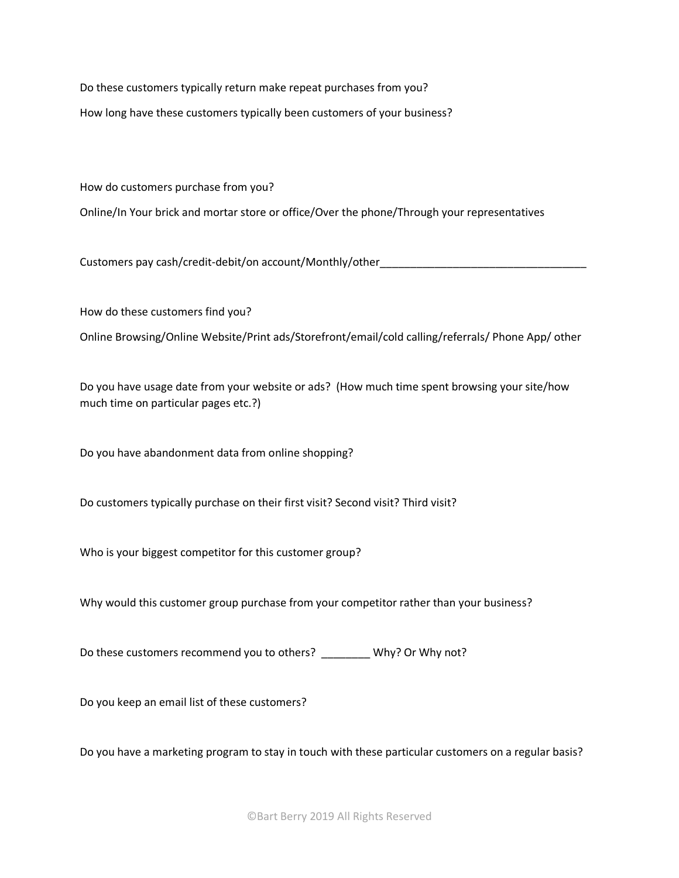Do these customers typically return make repeat purchases from you?

How long have these customers typically been customers of your business?

How do customers purchase from you?

Online/In Your brick and mortar store or office/Over the phone/Through your representatives

Customers pay cash/credit-debit/on account/Monthly/other__________________________________

How do these customers find you?

Online Browsing/Online Website/Print ads/Storefront/email/cold calling/referrals/ Phone App/ other

Do you have usage date from your website or ads? (How much time spent browsing your site/how much time on particular pages etc.?)

Do you have abandonment data from online shopping?

Do customers typically purchase on their first visit? Second visit? Third visit?

Who is your biggest competitor for this customer group?

Why would this customer group purchase from your competitor rather than your business?

Do these customers recommend you to others? ________ Why? Or Why not?

Do you keep an email list of these customers?

Do you have a marketing program to stay in touch with these particular customers on a regular basis?

©Bart Berry 2019 All Rights Reserved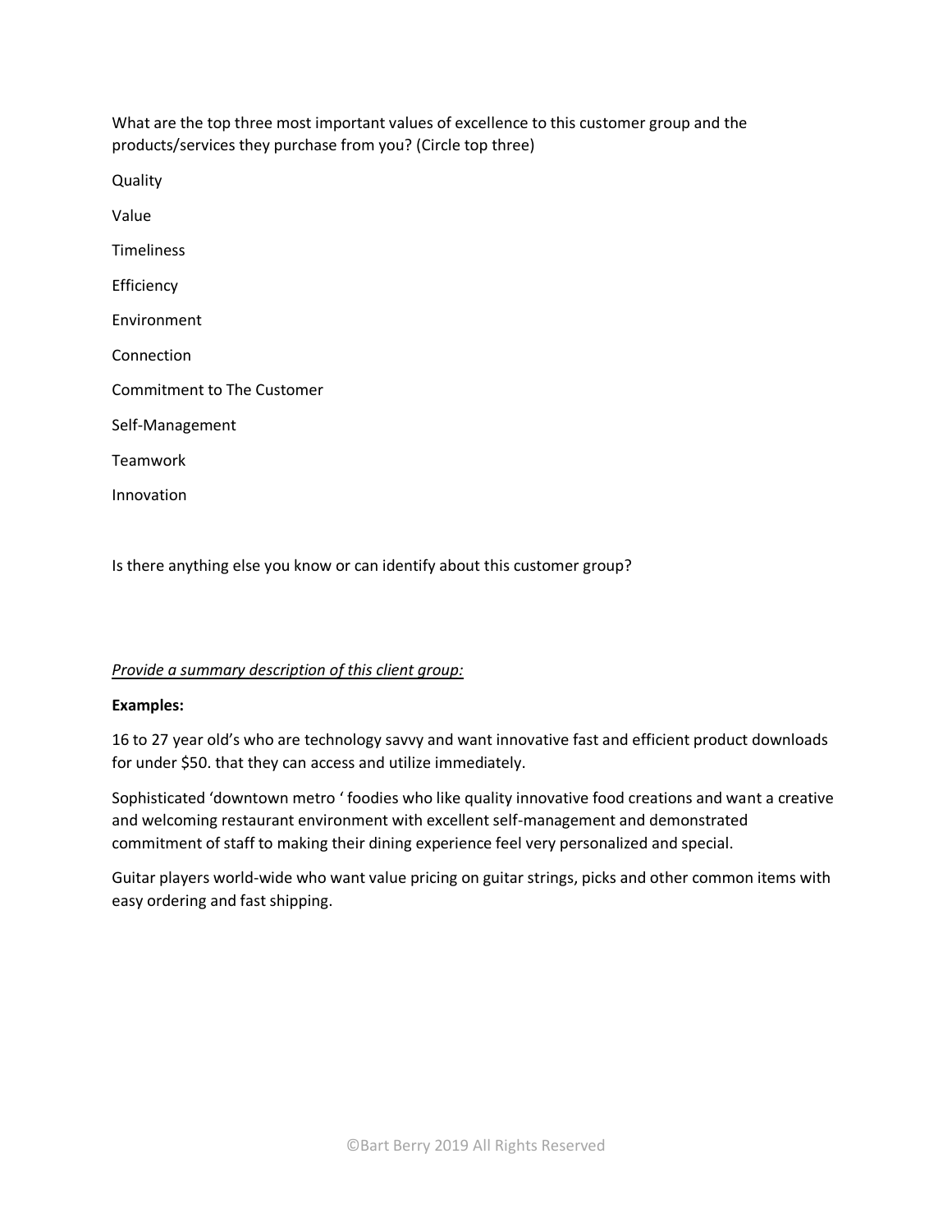What are the top three most important values of excellence to this customer group and the products/services they purchase from you? (Circle top three)

Quality

Value

Timeliness

Efficiency

Environment

Connection

Commitment to The Customer

Self-Management

Teamwork

Innovation

Is there anything else you know or can identify about this customer group?

*Provide a summary description of this client group:*

**Examples:**

16 to 27 year old's who are technology savvy and want innovative fast and efficient product downloads for under $50. that they can access and utilize immediately.

Sophisticated 'downtown metro ' foodies who like quality innovative food creations and want a creative and welcoming restaurant environment with excellent self-management and demonstrated commitment of staff to making their dining experience feel very personalized and special.

Guitar players world-wide who want value pricing on guitar strings, picks and other common items with easy ordering and fast shipping.